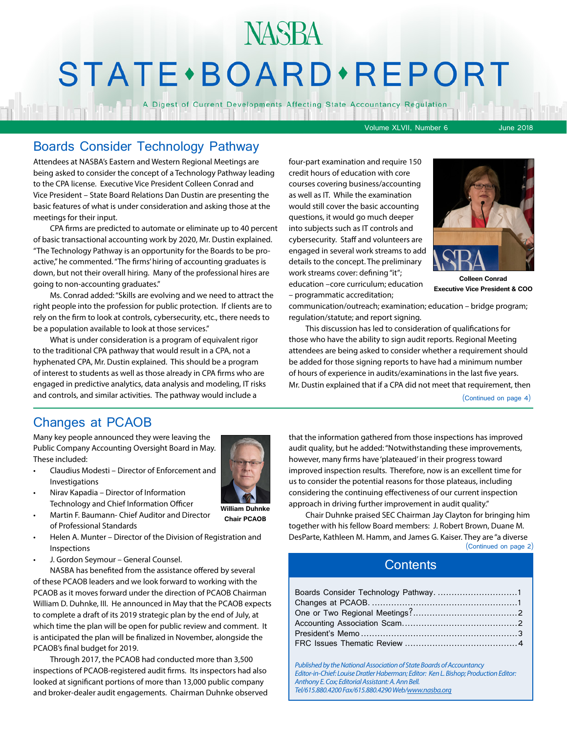# NASBA STATE • BOARD • REPORT

A Digest of Current Developments Affecting State Accountancy Regulation

Volume XLVII, Number 6 — June 2018

## Boards Consider Technology Pathway

Attendees at NASBA's Eastern and Western Regional Meetings are being asked to consider the concept of a Technology Pathway leading to the CPA license. Executive Vice President Colleen Conrad and Vice President – State Board Relations Dan Dustin are presenting the basic features of what is under consideration and asking those at the meetings for their input.

CPA firms are predicted to automate or eliminate up to 40 percent of basic transactional accounting work by 2020, Mr. Dustin explained. "The Technology Pathway is an opportunity for the Boards to be proactive," he commented. "The firms' hiring of accounting graduates is down, but not their overall hiring. Many of the professional hires are going to non-accounting graduates."

Ms. Conrad added: "Skills are evolving and we need to attract the right people into the profession for public protection. If clients are to rely on the firm to look at controls, cybersecurity, etc., there needs to be a population available to look at those services."

What is under consideration is a program of equivalent rigor to the traditional CPA pathway that would result in a CPA, not a hyphenated CPA, Mr. Dustin explained. This should be a program of interest to students as well as those already in CPA firms who are engaged in predictive analytics, data analysis and modeling, IT risks and controls, and similar activities. The pathway would include a four-part examination and require 150 credit hours of education with core courses covering business/accounting as well as IT. While the examination would still cover the basic accounting questions, it would go much deeper into subjects such as IT controls and cybersecurity. Staff and volunteers are engaged in several work streams to add details to the concept. The preliminary work streams cover: defining "it"; education –core curriculum; education – programmatic accreditation; communication/outreach; examination; education – bridge program; regulation/statute; and report signing.

**Colleen Conrad**
**Executive Vice President & COO**

This discussion has led to consideration of qualifications for those who have the ability to sign audit reports. Regional Meeting attendees are being asked to consider whether a requirement should be added for those signing reports to have had a minimum number of hours of experience in audits/examinations in the last five years. Mr. Dustin explained that if a CPA did not meet that requirement, then

(Continued on page 4)

## Changes at PCAOB

Many key people announced they were leaving the Public Company Accounting Oversight Board in May. These included:

- Claudius Modesti – Director of Enforcement and Investigations
- Nirav Kapadia – Director of Information Technology and Chief Information Officer
- Martin F. Baumann- Chief Auditor and Director of Professional Standards
- Helen A. Munter – Director of the Division of Registration and Inspections
- J. Gordon Seymour – General Counsel.

**William Duhnke**
**Chair PCAOB**

NASBA has benefited from the assistance offered by several of these PCAOB leaders and we look forward to working with the PCAOB as it moves forward under the direction of PCAOB Chairman William D. Duhnke, III. He announced in May that the PCAOB expects to complete a draft of its 2019 strategic plan by the end of July, at which time the plan will be open for public review and comment. It is anticipated the plan will be finalized in November, alongside the PCAOB's final budget for 2019.

Through 2017, the PCAOB had conducted more than 3,500 inspections of PCAOB-registered audit firms. Its inspectors had also looked at significant portions of more than 13,000 public company and broker-dealer audit engagements. Chairman Duhnke observed that the information gathered from those inspections has improved audit quality, but he added: "Notwithstanding these improvements, however, many firms have 'plateaued' in their progress toward improved inspection results. Therefore, now is an excellent time for us to consider the potential reasons for those plateaus, including considering the continuing effectiveness of our current inspection approach in driving further improvement in audit quality."

Chair Duhnke praised SEC Chairman Jay Clayton for bringing him together with his fellow Board members: J. Robert Brown, Duane M. DesParte, Kathleen M. Hamm, and James G. Kaiser. They are "a diverse

(Continued on page 2)

## Contents

| | |
|---|---|
| Boards Consider Technology Pathway | 1 |
| Changes at PCAOB | 1 |
| One or Two Regional Meetings? | 2 |
| Accounting Association Scam | 2 |
| President's Memo | 3 |
| FRC Issues Thematic Review | 4 |

*Published by the National Association of State Boards of Accountancy*
*Editor-in-Chief: Louise Dratler Haberman; Editor: Ken L. Bishop; Production Editor: Anthony E. Cox; Editorial Assistant: A. Ann Bell.*
*Tel/615.880.4200 Fax/615.880.4290 Web/www.nasba.org*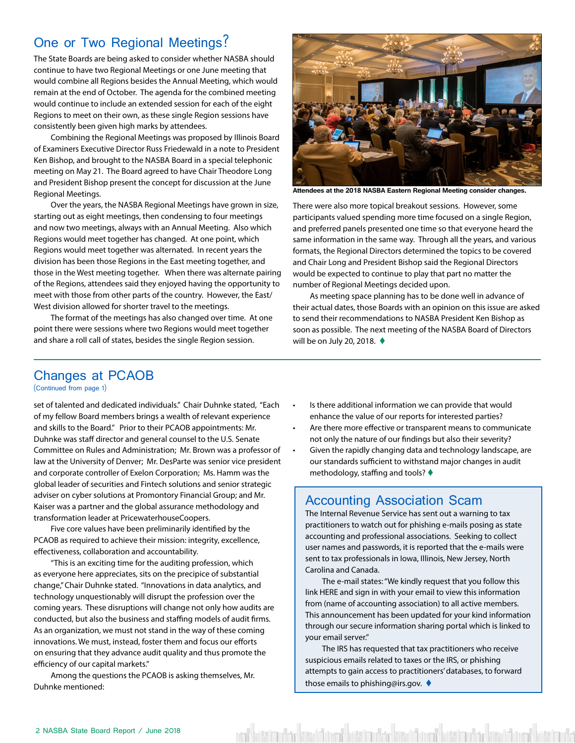## One or Two Regional Meetings?

The State Boards are being asked to consider whether NASBA should continue to have two Regional Meetings or one June meeting that would combine all Regions besides the Annual Meeting, which would remain at the end of October. The agenda for the combined meeting would continue to include an extended session for each of the eight Regions to meet on their own, as these single Region sessions have consistently been given high marks by attendees.

Combining the Regional Meetings was proposed by Illinois Board of Examiners Executive Director Russ Friedewald in a note to President Ken Bishop, and brought to the NASBA Board in a special telephonic meeting on May 21. The Board agreed to have Chair Theodore Long and President Bishop present the concept for discussion at the June Regional Meetings.

Over the years, the NASBA Regional Meetings have grown in size, starting out as eight meetings, then condensing to four meetings and now two meetings, always with an Annual Meeting. Also which Regions would meet together has changed. At one point, which Regions would meet together was alternated. In recent years the division has been those Regions in the East meeting together, and those in the West meeting together. When there was alternate pairing of the Regions, attendees said they enjoyed having the opportunity to meet with those from other parts of the country. However, the East/West division allowed for shorter travel to the meetings.

The format of the meetings has also changed over time. At one point there were sessions where two Regions would meet together and share a roll call of states, besides the single Region session.

**Attendees at the 2018 NASBA Eastern Regional Meeting consider changes.**

There were also more topical breakout sessions. However, some participants valued spending more time focused on a single Region, and preferred panels presented one time so that everyone heard the same information in the same way. Through all the years, and various formats, the Regional Directors determined the topics to be covered and Chair Long and President Bishop said the Regional Directors would be expected to continue to play that part no matter the number of Regional Meetings decided upon.

As meeting space planning has to be done well in advance of their actual dates, those Boards with an opinion on this issue are asked to send their recommendations to NASBA President Ken Bishop as soon as possible. The next meeting of the NASBA Board of Directors will be on July 20, 2018. ♦

## Changes at PCAOB

(Continued from page 1)

set of talented and dedicated individuals." Chair Duhnke stated, "Each of my fellow Board members brings a wealth of relevant experience and skills to the Board." Prior to their PCAOB appointments: Mr. Duhnke was staff director and general counsel to the U.S. Senate Committee on Rules and Administration; Mr. Brown was a professor of law at the University of Denver; Mr. DesParte was senior vice president and corporate controller of Exelon Corporation; Ms. Hamm was the global leader of securities and Fintech solutions and senior strategic adviser on cyber solutions at Promontory Financial Group; and Mr. Kaiser was a partner and the global assurance methodology and transformation leader at PricewaterhouseCoopers.

Five core values have been preliminarily identified by the PCAOB as required to achieve their mission: integrity, excellence, effectiveness, collaboration and accountability.

"This is an exciting time for the auditing profession, which as everyone here appreciates, sits on the precipice of substantial change," Chair Duhnke stated. "Innovations in data analytics, and technology unquestionably will disrupt the profession over the coming years. These disruptions will change not only how audits are conducted, but also the business and staffing models of audit firms. As an organization, we must not stand in the way of these coming innovations. We must, instead, foster them and focus our efforts on ensuring that they advance audit quality and thus promote the efficiency of our capital markets."

Among the questions the PCAOB is asking themselves, Mr. Duhnke mentioned:

- Is there additional information we can provide that would enhance the value of our reports for interested parties?
- Are there more effective or transparent means to communicate not only the nature of our findings but also their severity?
- Given the rapidly changing data and technology landscape, are our standards sufficient to withstand major changes in audit methodology, staffing and tools? ♦

## Accounting Association Scam

The Internal Revenue Service has sent out a warning to tax practitioners to watch out for phishing e-mails posing as state accounting and professional associations. Seeking to collect user names and passwords, it is reported that the e-mails were sent to tax professionals in Iowa, Illinois, New Jersey, North Carolina and Canada.

The e-mail states: "We kindly request that you follow this link HERE and sign in with your email to view this information from (name of accounting association) to all active members. This announcement has been updated for your kind information through our secure information sharing portal which is linked to your email server."

The IRS has requested that tax practitioners who receive suspicious emails related to taxes or the IRS, or phishing attempts to gain access to practitioners' databases, to forward those emails to phishing@irs.gov. ♦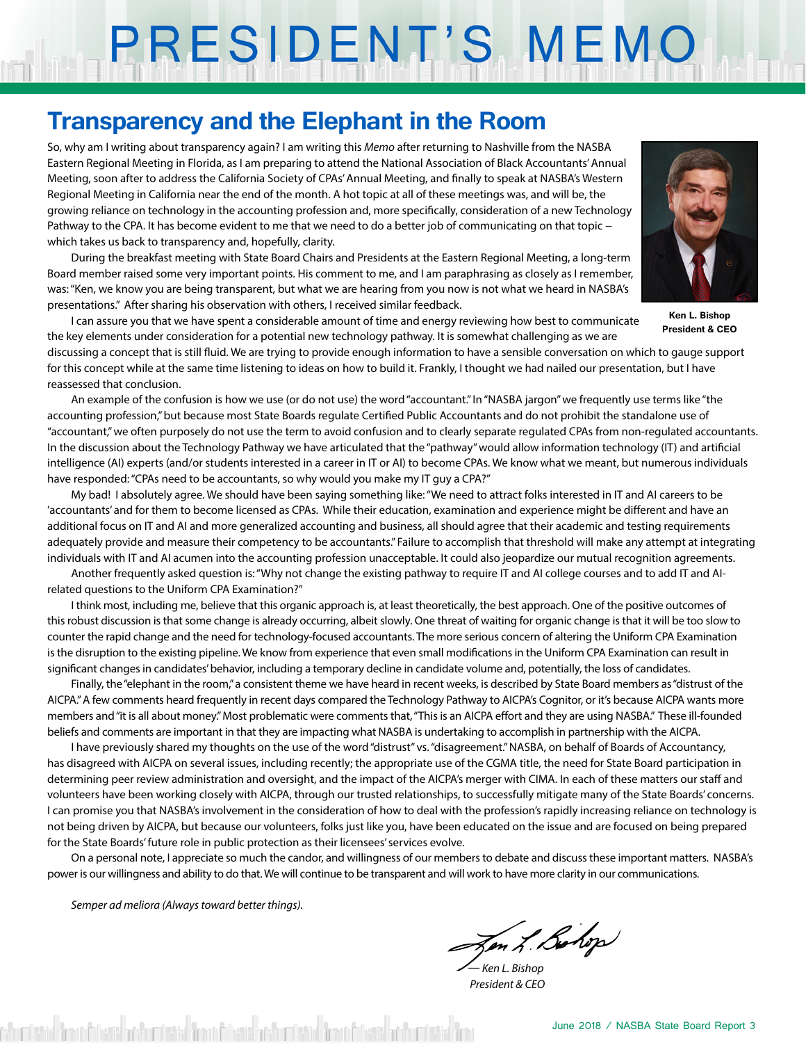# PRESIDENT'S MEMO

## Transparency and the Elephant in the Room

So, why am I writing about transparency again? I am writing this *Memo* after returning to Nashville from the NASBA Eastern Regional Meeting in Florida, as I am preparing to attend the National Association of Black Accountants' Annual Meeting, soon after to address the California Society of CPAs' Annual Meeting, and finally to speak at NASBA's Western Regional Meeting in California near the end of the month. A hot topic at all of these meetings was, and will be, the growing reliance on technology in the accounting profession and, more specifically, consideration of a new Technology Pathway to the CPA. It has become evident to me that we need to do a better job of communicating on that topic – which takes us back to transparency and, hopefully, clarity.

**Ken L. Bishop**
**President & CEO**

During the breakfast meeting with State Board Chairs and Presidents at the Eastern Regional Meeting, a long-term Board member raised some very important points. His comment to me, and I am paraphrasing as closely as I remember, was: "Ken, we know you are being transparent, but what we are hearing from you now is not what we heard in NASBA's presentations." After sharing his observation with others, I received similar feedback.

I can assure you that we have spent a considerable amount of time and energy reviewing how best to communicate the key elements under consideration for a potential new technology pathway. It is somewhat challenging as we are discussing a concept that is still fluid. We are trying to provide enough information to have a sensible conversation on which to gauge support for this concept while at the same time listening to ideas on how to build it. Frankly, I thought we had nailed our presentation, but I have reassessed that conclusion.

An example of the confusion is how we use (or do not use) the word "accountant." In "NASBA jargon" we frequently use terms like "the accounting profession," but because most State Boards regulate Certified Public Accountants and do not prohibit the standalone use of "accountant," we often purposely do not use the term to avoid confusion and to clearly separate regulated CPAs from non-regulated accountants. In the discussion about the Technology Pathway we have articulated that the "pathway" would allow information technology (IT) and artificial intelligence (AI) experts (and/or students interested in a career in IT or AI) to become CPAs. We know what we meant, but numerous individuals have responded: "CPAs need to be accountants, so why would you make my IT guy a CPA?"

My bad! I absolutely agree. We should have been saying something like: "We need to attract folks interested in IT and AI careers to be 'accountants' and for them to become licensed as CPAs. While their education, examination and experience might be different and have an additional focus on IT and AI and more generalized accounting and business, all should agree that their academic and testing requirements adequately provide and measure their competency to be accountants." Failure to accomplish that threshold will make any attempt at integrating individuals with IT and AI acumen into the accounting profession unacceptable. It could also jeopardize our mutual recognition agreements.

Another frequently asked question is: "Why not change the existing pathway to require IT and AI college courses and to add IT and AI-related questions to the Uniform CPA Examination?"

I think most, including me, believe that this organic approach is, at least theoretically, the best approach. One of the positive outcomes of this robust discussion is that some change is already occurring, albeit slowly. One threat of waiting for organic change is that it will be too slow to counter the rapid change and the need for technology-focused accountants. The more serious concern of altering the Uniform CPA Examination is the disruption to the existing pipeline. We know from experience that even small modifications in the Uniform CPA Examination can result in significant changes in candidates' behavior, including a temporary decline in candidate volume and, potentially, the loss of candidates.

Finally, the "elephant in the room," a consistent theme we have heard in recent weeks, is described by State Board members as "distrust of the AICPA." A few comments heard frequently in recent days compared the Technology Pathway to AICPA's Cognitor, or it's because AICPA wants more members and "it is all about money." Most problematic were comments that, "This is an AICPA effort and they are using NASBA." These ill-founded beliefs and comments are important in that they are impacting what NASBA is undertaking to accomplish in partnership with the AICPA.

I have previously shared my thoughts on the use of the word "distrust" vs. "disagreement." NASBA, on behalf of Boards of Accountancy, has disagreed with AICPA on several issues, including recently; the appropriate use of the CGMA title, the need for State Board participation in determining peer review administration and oversight, and the impact of the AICPA's merger with CIMA. In each of these matters our staff and volunteers have been working closely with AICPA, through our trusted relationships, to successfully mitigate many of the State Boards' concerns. I can promise you that NASBA's involvement in the consideration of how to deal with the profession's rapidly increasing reliance on technology is not being driven by AICPA, but because our volunteers, folks just like you, have been educated on the issue and are focused on being prepared for the State Boards' future role in public protection as their licensees' services evolve.

On a personal note, I appreciate so much the candor, and willingness of our members to debate and discuss these important matters. NASBA's power is our willingness and ability to do that. We will continue to be transparent and will work to have more clarity in our communications.

*Semper ad meliora (Always toward better things).*

*— Ken L. Bishop*
*President & CEO*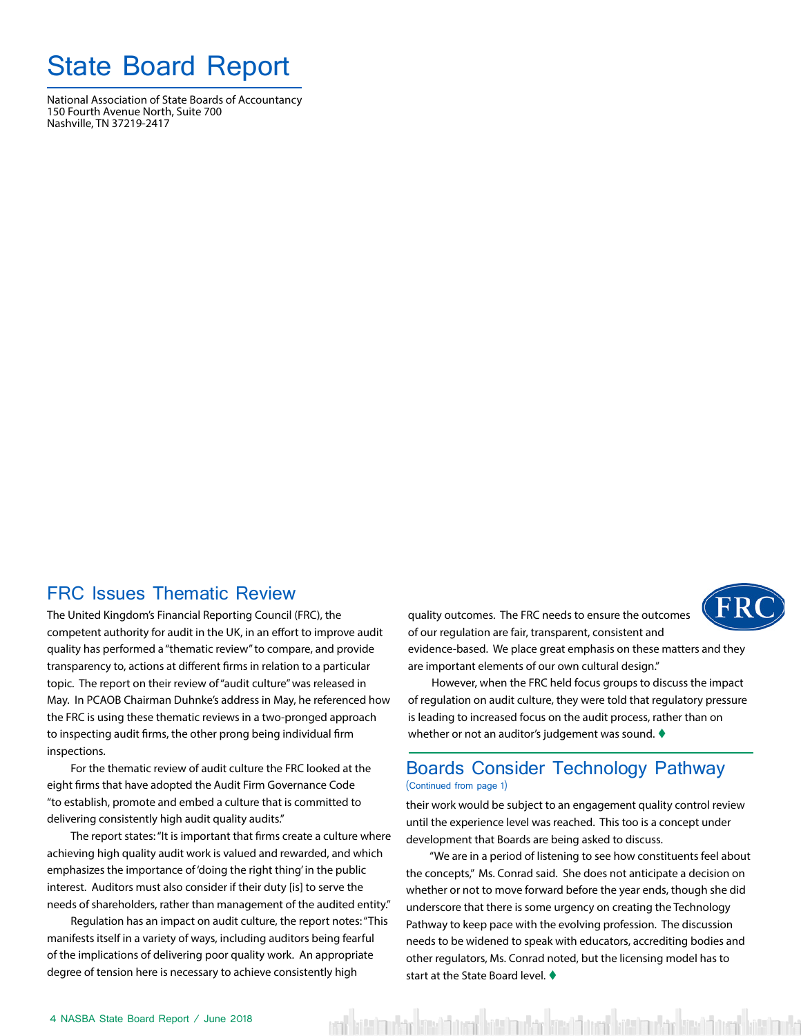# State Board Report

National Association of State Boards of Accountancy
150 Fourth Avenue North, Suite 700
Nashville, TN 37219-2417

## FRC Issues Thematic Review

The United Kingdom's Financial Reporting Council (FRC), the competent authority for audit in the UK, in an effort to improve audit quality has performed a "thematic review" to compare, and provide transparency to, actions at different firms in relation to a particular topic. The report on their review of "audit culture" was released in May. In PCAOB Chairman Duhnke's address in May, he referenced how the FRC is using these thematic reviews in a two-pronged approach to inspecting audit firms, the other prong being individual firm inspections.

For the thematic review of audit culture the FRC looked at the eight firms that have adopted the Audit Firm Governance Code "to establish, promote and embed a culture that is committed to delivering consistently high audit quality audits."

The report states: "It is important that firms create a culture where achieving high quality audit work is valued and rewarded, and which emphasizes the importance of 'doing the right thing' in the public interest. Auditors must also consider if their duty [is] to serve the needs of shareholders, rather than management of the audited entity."

Regulation has an impact on audit culture, the report notes: "This manifests itself in a variety of ways, including auditors being fearful of the implications of delivering poor quality work. An appropriate degree of tension here is necessary to achieve consistently high quality outcomes. The FRC needs to ensure the outcomes of our regulation are fair, transparent, consistent and evidence-based. We place great emphasis on these matters and they are important elements of our own cultural design."

However, when the FRC held focus groups to discuss the impact of regulation on audit culture, they were told that regulatory pressure is leading to increased focus on the audit process, rather than on whether or not an auditor's judgement was sound. ♦

## Boards Consider Technology Pathway

(Continued from page 1)

their work would be subject to an engagement quality control review until the experience level was reached. This too is a concept under development that Boards are being asked to discuss.

"We are in a period of listening to see how constituents feel about the concepts," Ms. Conrad said. She does not anticipate a decision on whether or not to move forward before the year ends, though she did underscore that there is some urgency on creating the Technology Pathway to keep pace with the evolving profession. The discussion needs to be widened to speak with educators, accrediting bodies and other regulators, Ms. Conrad noted, but the licensing model has to start at the State Board level. ♦